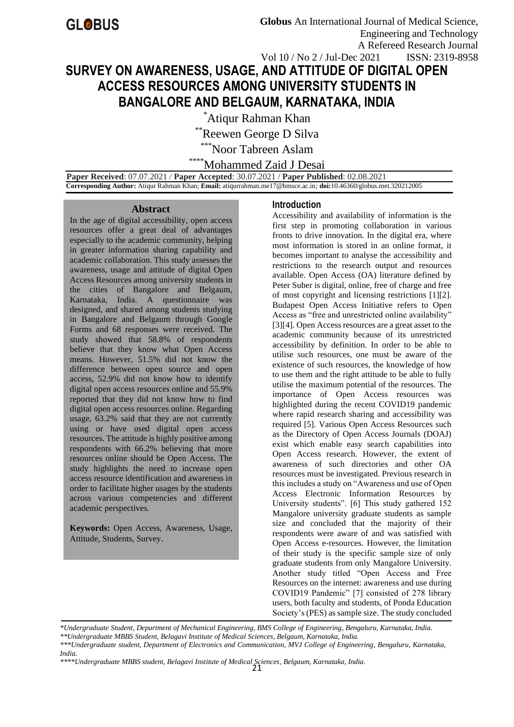# SURVEY ON AWARENESS, USAGE, AND ATTITUDE OF DIGITAL OPEN ACCESS RESOURCES AMONG UNIVERSITY STUDENTS IN BANGALORE AND BELGAUM, KARNATAKA, INDIA

[*]Atiqur Rahman Khan

[**]Reewen George D Silva

[***]Noor Tabreen Aslam

[****]Mohammed Zaid J Desai

**Paper Received**: 07.07.2021 / **Paper Accepted**: 30.07.2021 / **Paper Published**: 02.08.2021

**Corresponding Author:** Atiqur Rahman Khan; **Email:** atiqurrahman.me17@bmsce.ac.in*;* **doi:**10.46360/globus.met.320212005

## Abstract

In the age of digital accessibility, open access resources offer a great deal of advantages especially to the academic community, helping in greater information sharing capability and academic collaboration. This study assesses the awareness, usage and attitude of digital Open Access Resources among university students in the cities of Bangalore and Belgaum, Karnataka, India. A questionnaire was designed, and shared among students studying in Bangalore and Belgaum through Google Forms and 68 responses were received. The study showed that 58.8% of respondents believe that they know what Open Access means. However, 51.5% did not know the difference between open source and open access, 52.9% did not know how to identify digital open access resources online and 55.9% reported that they did not know how to find digital open access resources online. Regarding usage, 63.2% said that they are not currently using or have used digital open access resources. The attitude is highly positive among respondents with 66.2% believing that more resources online should be Open Access. The study highlights the need to increase open access resource identification and awareness in order to facilitate higher usages by the students across various competencies and different academic perspectives.

**Keywords:** Open Access, Awareness, Usage, Attitude, Students, Survey.

## Introduction

Accessibility and availability of information is the first step in promoting collaboration in various fronts to drive innovation. In the digital era, where most information is stored in an online format, it becomes important to analyse the accessibility and restrictions to the research output and resources available. Open Access (OA) literature defined by Peter Suber is digital, online, free of charge and free of most copyright and licensing restrictions [1][2]. Budapest Open Access Initiative refers to Open Access as "free and unrestricted online availability" [3][4]. Open Access resources are a great asset to the academic community because of its unrestricted accessibility by definition. In order to be able to utilise such resources, one must be aware of the existence of such resources, the knowledge of how to use them and the right attitude to be able to fully utilise the maximum potential of the resources. The importance of Open Access resources was highlighted during the recent COVID19 pandemic where rapid research sharing and accessibility was required [5]. Various Open Access Resources such as the Directory of Open Access Journals (DOAJ) exist which enable easy search capabilities into Open Access research. However, the extent of awareness of such directories and other OA resources must be investigated. Previous research in this includes a study on "Awareness and use of Open Access Electronic Information Resources by University students". [6] This study gathered 152 Mangalore university graduate students as sample size and concluded that the majority of their respondents were aware of and was satisfied with Open Access e-resources. However, the limitation of their study is the specific sample size of only graduate students from only Mangalore University. Another study titled "Open Access and Free Resources on the internet: awareness and use during COVID19 Pandemic" [7] consisted of 278 library users, both faculty and students, of Ponda Education Society's (PES) as sample size. The study concluded

*\*Undergraduate Student, Department of Mechanical Engineering, BMS College of Engineering, Bengaluru, Karnataka, India.*

*\*\*Undergraduate MBBS Student, Belagavi Institute of Medical Sciences, Belgaum, Karnataka, India.*

*\*\*\*Undergraduate student, Department of Electronics and Communication, MVJ College of Engineering, Bengaluru, Karnataka, India.*

*\*\*\*\*Undergraduate MBBS student, Belagavi Institute of Medical Sciences, Belgaum, Karnataka, India.*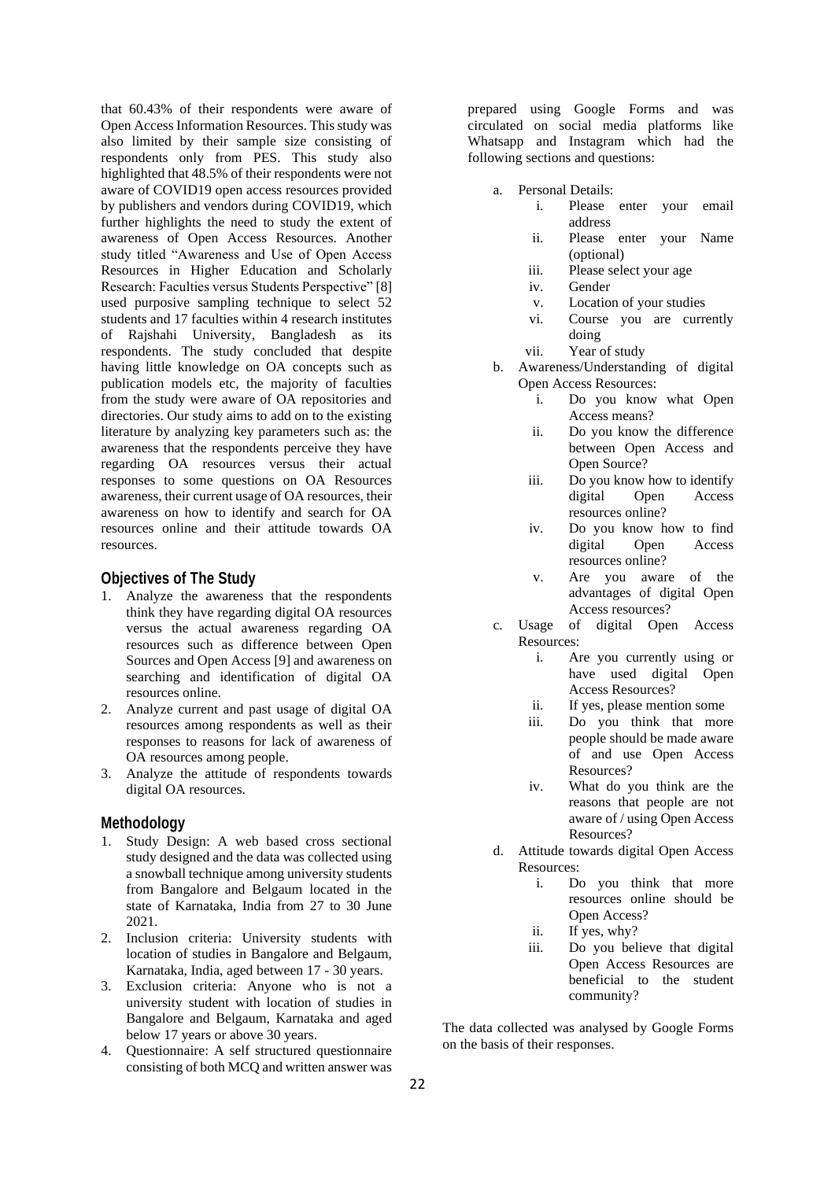that 60.43% of their respondents were aware of Open Access Information Resources. This study was also limited by their sample size consisting of respondents only from PES. This study also highlighted that 48.5% of their respondents were not aware of COVID19 open access resources provided by publishers and vendors during COVID19, which further highlights the need to study the extent of awareness of Open Access Resources. Another study titled "Awareness and Use of Open Access Resources in Higher Education and Scholarly Research: Faculties versus Students Perspective" [8] used purposive sampling technique to select 52 students and 17 faculties within 4 research institutes of Rajshahi University, Bangladesh as its respondents. The study concluded that despite having little knowledge on OA concepts such as publication models etc, the majority of faculties from the study were aware of OA repositories and directories. Our study aims to add on to the existing literature by analyzing key parameters such as: the awareness that the respondents perceive they have regarding OA resources versus their actual responses to some questions on OA Resources awareness, their current usage of OA resources, their awareness on how to identify and search for OA resources online and their attitude towards OA resources.

## Objectives of The Study

1. Analyze the awareness that the respondents think they have regarding digital OA resources versus the actual awareness regarding OA resources such as difference between Open Sources and Open Access [9] and awareness on searching and identification of digital OA resources online.
2. Analyze current and past usage of digital OA resources among respondents as well as their responses to reasons for lack of awareness of OA resources among people.
3. Analyze the attitude of respondents towards digital OA resources.

## Methodology

1. Study Design: A web based cross sectional study designed and the data was collected using a snowball technique among university students from Bangalore and Belgaum located in the state of Karnataka, India from 27 to 30 June 2021.
2. Inclusion criteria: University students with location of studies in Bangalore and Belgaum, Karnataka, India, aged between 17 - 30 years.
3. Exclusion criteria: Anyone who is not a university student with location of studies in Bangalore and Belgaum, Karnataka and aged below 17 years or above 30 years.
4. Questionnaire: A self structured questionnaire consisting of both MCQ and written answer was prepared using Google Forms and was circulated on social media platforms like Whatsapp and Instagram which had the following sections and questions:
    a. Personal Details:
        i. Please enter your email address
        ii. Please enter your Name (optional)
        iii. Please select your age
        iv. Gender
        v. Location of your studies
        vi. Course you are currently doing
        vii. Year of study
    b. Awareness/Understanding of digital Open Access Resources:
        i. Do you know what Open Access means?
        ii. Do you know the difference between Open Access and Open Source?
        iii. Do you know how to identify digital Open Access resources online?
        iv. Do you know how to find digital Open Access resources online?
        v. Are you aware of the advantages of digital Open Access resources?
    c. Usage of digital Open Access Resources:
        i. Are you currently using or have used digital Open Access Resources?
        ii. If yes, please mention some
        iii. Do you think that more people should be made aware of and use Open Access Resources?
        iv. What do you think are the reasons that people are not aware of / using Open Access Resources?
    d. Attitude towards digital Open Access Resources:
        i. Do you think that more resources online should be Open Access?
        ii. If yes, why?
        iii. Do you believe that digital Open Access Resources are beneficial to the student community?

The data collected was analysed by Google Forms on the basis of their responses.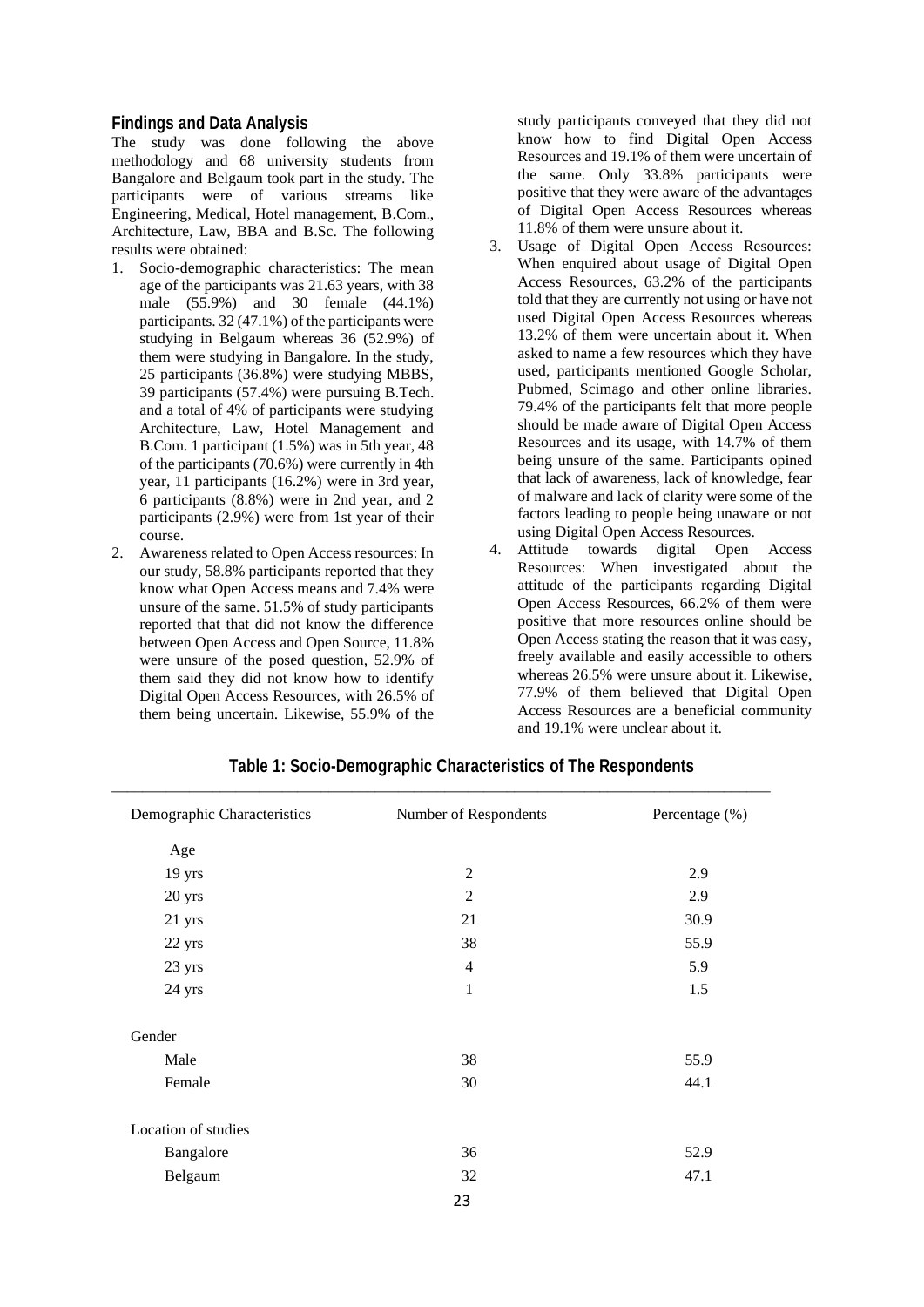## Findings and Data Analysis

The study was done following the above methodology and 68 university students from Bangalore and Belgaum took part in the study. The participants were of various streams like Engineering, Medical, Hotel management, B.Com., Architecture, Law, BBA and B.Sc. The following results were obtained:

1. Socio-demographic characteristics: The mean age of the participants was 21.63 years, with 38 male (55.9%) and 30 female (44.1%) participants. 32 (47.1%) of the participants were studying in Belgaum whereas 36 (52.9%) of them were studying in Bangalore. In the study, 25 participants (36.8%) were studying MBBS, 39 participants (57.4%) were pursuing B.Tech. and a total of 4% of participants were studying Architecture, Law, Hotel Management and B.Com. 1 participant (1.5%) was in 5th year, 48 of the participants (70.6%) were currently in 4th year, 11 participants (16.2%) were in 3rd year, 6 participants (8.8%) were in 2nd year, and 2 participants (2.9%) were from 1st year of their course.
2. Awareness related to Open Access resources: In our study, 58.8% participants reported that they know what Open Access means and 7.4% were unsure of the same. 51.5% of study participants reported that that did not know the difference between Open Access and Open Source, 11.8% were unsure of the posed question, 52.9% of them said they did not know how to identify Digital Open Access Resources, with 26.5% of them being uncertain. Likewise, 55.9% of the study participants conveyed that they did not know how to find Digital Open Access Resources and 19.1% of them were uncertain of the same. Only 33.8% participants were positive that they were aware of the advantages of Digital Open Access Resources whereas 11.8% of them were unsure about it.
3. Usage of Digital Open Access Resources: When enquired about usage of Digital Open Access Resources, 63.2% of the participants told that they are currently not using or have not used Digital Open Access Resources whereas 13.2% of them were uncertain about it. When asked to name a few resources which they have used, participants mentioned Google Scholar, Pubmed, Scimago and other online libraries. 79.4% of the participants felt that more people should be made aware of Digital Open Access Resources and its usage, with 14.7% of them being unsure of the same. Participants opined that lack of awareness, lack of knowledge, fear of malware and lack of clarity were some of the factors leading to people being unaware or not using Digital Open Access Resources.
4. Attitude towards digital Open Access Resources: When investigated about the attitude of the participants regarding Digital Open Access Resources, 66.2% of them were positive that more resources online should be Open Access stating the reason that it was easy, freely available and easily accessible to others whereas 26.5% were unsure about it. Likewise, 77.9% of them believed that Digital Open Access Resources are a beneficial community and 19.1% were unclear about it.

**Table 1: Socio-Demographic Characteristics of The Respondents**

| Demographic Characteristics | Number of Respondents | Percentage (%) |
|---|---|---|
| Age | | |
| 19 yrs | 2 | 2.9 |
| 20 yrs | 2 | 2.9 |
| 21 yrs | 21 | 30.9 |
| 22 yrs | 38 | 55.9 |
| 23 yrs | 4 | 5.9 |
| 24 yrs | 1 | 1.5 |
| Gender | | |
| Male | 38 | 55.9 |
| Female | 30 | 44.1 |
| Location of studies | | |
| Bangalore | 36 | 52.9 |
| Belgaum | 32 | 47.1 |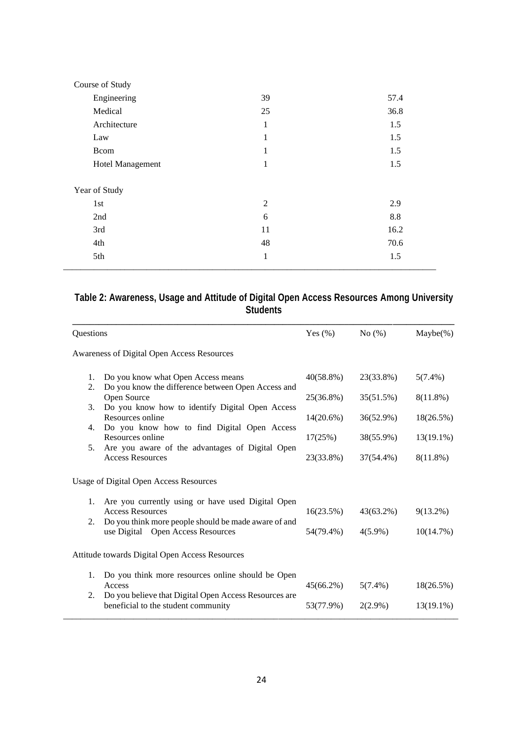| | | |
|---|---|---|
| Course of Study | | |
| Engineering | 39 | 57.4 |
| Medical | 25 | 36.8 |
| Architecture | 1 | 1.5 |
| Law | 1 | 1.5 |
| Bcom | 1 | 1.5 |
| Hotel Management | 1 | 1.5 |
| Year of Study | | |
| 1st | 2 | 2.9 |
| 2nd | 6 | 8.8 |
| 3rd | 11 | 16.2 |
| 4th | 48 | 70.6 |
| 5th | 1 | 1.5 |

**Table 2: Awareness, Usage and Attitude of Digital Open Access Resources Among University Students**

| Questions | Yes (%) | No (%) | Maybe(%) |
|---|---|---|---|
| Awareness of Digital Open Access Resources | | | |
| 1. Do you know what Open Access means | 40(58.8%) | 23(33.8%) | 5(7.4%) |
| 2. Do you know the difference between Open Access and Open Source | 25(36.8%) | 35(51.5%) | 8(11.8%) |
| 3. Do you know how to identify Digital Open Access Resources online | 14(20.6%) | 36(52.9%) | 18(26.5%) |
| 4. Do you know how to find Digital Open Access Resources online | 17(25%) | 38(55.9%) | 13(19.1%) |
| 5. Are you aware of the advantages of Digital Open Access Resources | 23(33.8%) | 37(54.4%) | 8(11.8%) |
| Usage of Digital Open Access Resources | | | |
| 1. Are you currently using or have used Digital Open Access Resources | 16(23.5%) | 43(63.2%) | 9(13.2%) |
| 2. Do you think more people should be made aware of and use Digital Open Access Resources | 54(79.4%) | 4(5.9%) | 10(14.7%) |
| Attitude towards Digital Open Access Resources | | | |
| 1. Do you think more resources online should be Open Access | 45(66.2%) | 5(7.4%) | 18(26.5%) |
| 2. Do you believe that Digital Open Access Resources are beneficial to the student community | 53(77.9%) | 2(2.9%) | 13(19.1%) |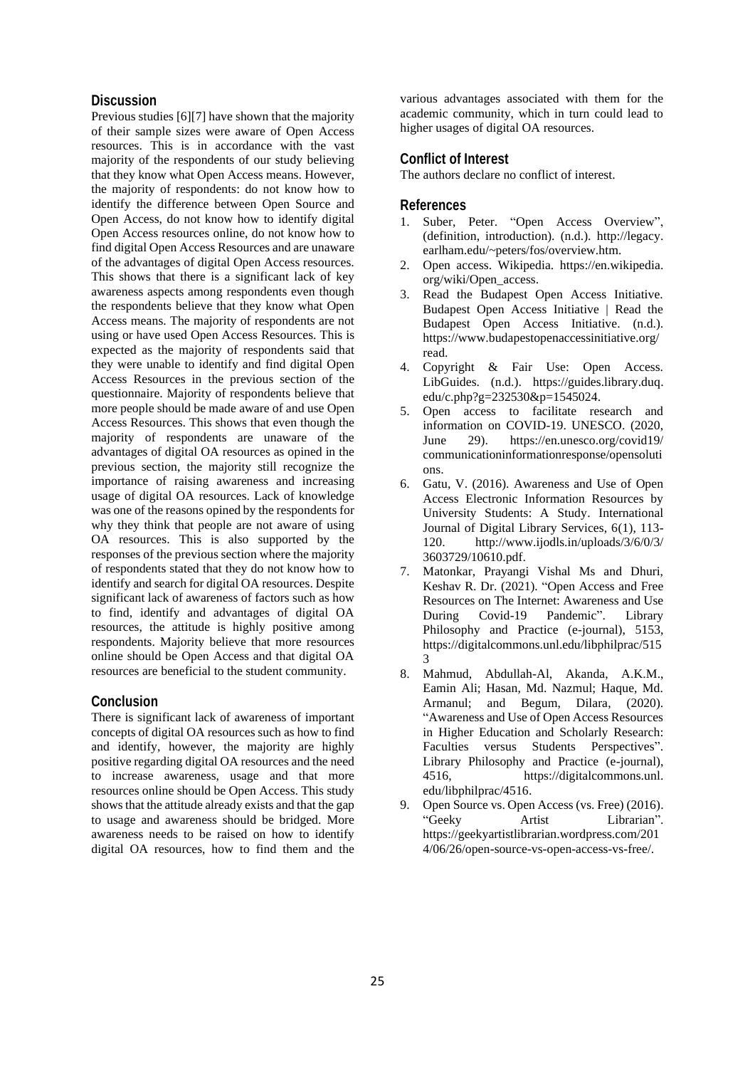## Discussion

Previous studies [6][7] have shown that the majority of their sample sizes were aware of Open Access resources. This is in accordance with the vast majority of the respondents of our study believing that they know what Open Access means. However, the majority of respondents: do not know how to identify the difference between Open Source and Open Access, do not know how to identify digital Open Access resources online, do not know how to find digital Open Access Resources and are unaware of the advantages of digital Open Access resources. This shows that there is a significant lack of key awareness aspects among respondents even though the respondents believe that they know what Open Access means. The majority of respondents are not using or have used Open Access Resources. This is expected as the majority of respondents said that they were unable to identify and find digital Open Access Resources in the previous section of the questionnaire. Majority of respondents believe that more people should be made aware of and use Open Access Resources. This shows that even though the majority of respondents are unaware of the advantages of digital OA resources as opined in the previous section, the majority still recognize the importance of raising awareness and increasing usage of digital OA resources. Lack of knowledge was one of the reasons opined by the respondents for why they think that people are not aware of using OA resources. This is also supported by the responses of the previous section where the majority of respondents stated that they do not know how to identify and search for digital OA resources. Despite significant lack of awareness of factors such as how to find, identify and advantages of digital OA resources, the attitude is highly positive among respondents. Majority believe that more resources online should be Open Access and that digital OA resources are beneficial to the student community.

## Conclusion

There is significant lack of awareness of important concepts of digital OA resources such as how to find and identify, however, the majority are highly positive regarding digital OA resources and the need to increase awareness, usage and that more resources online should be Open Access. This study shows that the attitude already exists and that the gap to usage and awareness should be bridged. More awareness needs to be raised on how to identify digital OA resources, how to find them and the various advantages associated with them for the academic community, which in turn could lead to higher usages of digital OA resources.

## Conflict of Interest

The authors declare no conflict of interest.

## References

1. Suber, Peter. "Open Access Overview", (definition, introduction). (n.d.). http://legacy.earlham.edu/~peters/fos/overview.htm.
2. Open access. Wikipedia. https://en.wikipedia.org/wiki/Open_access.
3. Read the Budapest Open Access Initiative. Budapest Open Access Initiative | Read the Budapest Open Access Initiative. (n.d.). https://www.budapestopenaccessinitiative.org/read.
4. Copyright & Fair Use: Open Access. LibGuides. (n.d.). https://guides.library.duq.edu/c.php?g=232530&p=1545024.
5. Open access to facilitate research and information on COVID-19. UNESCO. (2020, June 29). https://en.unesco.org/covid19/communicationinformationresponse/opensolutions.
6. Gatu, V. (2016). Awareness and Use of Open Access Electronic Information Resources by University Students: A Study. International Journal of Digital Library Services, 6(1), 113-120. http://www.ijodls.in/uploads/3/6/0/3/3603729/10610.pdf.
7. Matonkar, Prayangi Vishal Ms and Dhuri, Keshav R. Dr. (2021). "Open Access and Free Resources on The Internet: Awareness and Use During Covid-19 Pandemic". Library Philosophy and Practice (e-journal), 5153, https://digitalcommons.unl.edu/libphilprac/5153
8. Mahmud, Abdullah-Al, Akanda, A.K.M., Eamin Ali; Hasan, Md. Nazmul; Haque, Md. Armanul; and Begum, Dilara, (2020). "Awareness and Use of Open Access Resources in Higher Education and Scholarly Research: Faculties versus Students Perspectives". Library Philosophy and Practice (e-journal), 4516, https://digitalcommons.unl.edu/libphilprac/4516.
9. Open Source vs. Open Access (vs. Free) (2016). "Geeky Artist Librarian". https://geekyartistlibrarian.wordpress.com/2014/06/26/open-source-vs-open-access-vs-free/.